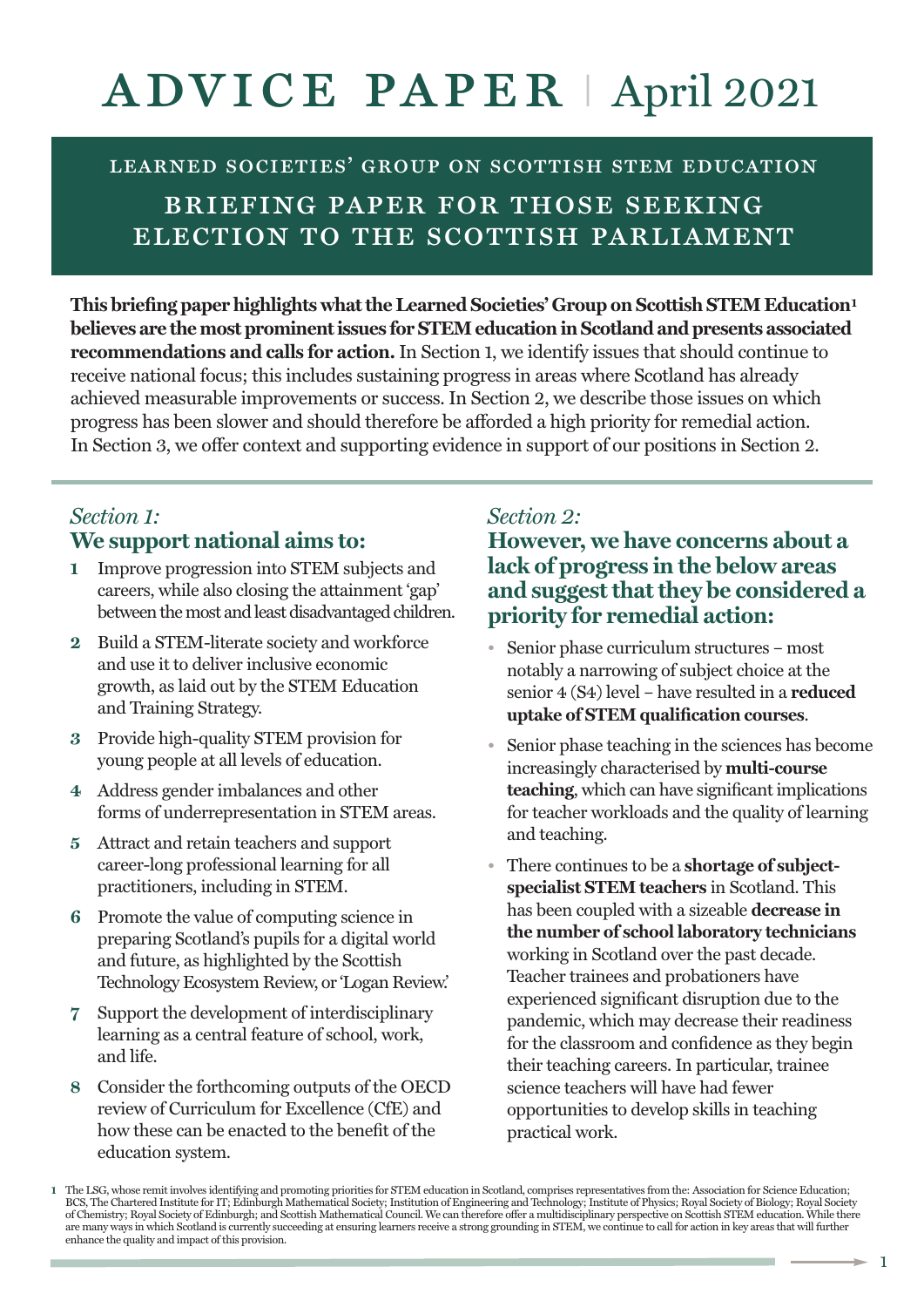# ADVICE PAPER | April 2021

## LEARNED SOCIETIES' GROUP ON SCOTTISH STEM EDUCATION

## BRIEFING PAPER FOR THOSE SEEKING ELECTION TO THE SCOTTISH PARLIAMENT

**This briefing paper highlights what the Learned Societies' Group on Scottish STEM Education[1] believes are the most prominent issues for STEM education in Scotland and presents associated recommendations and calls for action.** In Section 1, we identify issues that should continue to receive national focus; this includes sustaining progress in areas where Scotland has already achieved measurable improvements or success. In Section 2, we describe those issues on which progress has been slower and should therefore be afforded a high priority for remedial action. In Section 3, we offer context and supporting evidence in support of our positions in Section 2.

### *Section 1:* We support national aims to:

1. Improve progression into STEM subjects and careers, while also closing the attainment 'gap' between the most and least disadvantaged children.
2. Build a STEM-literate society and workforce and use it to deliver inclusive economic growth, as laid out by the STEM Education and Training Strategy.
3. Provide high-quality STEM provision for young people at all levels of education.
4. Address gender imbalances and other forms of underrepresentation in STEM areas.
5. Attract and retain teachers and support career-long professional learning for all practitioners, including in STEM.
6. Promote the value of computing science in preparing Scotland's pupils for a digital world and future, as highlighted by the Scottish Technology Ecosystem Review, or 'Logan Review.'
7. Support the development of interdisciplinary learning as a central feature of school, work, and life.
8. Consider the forthcoming outputs of the OECD review of Curriculum for Excellence (CfE) and how these can be enacted to the benefit of the education system.

### *Section 2:* However, we have concerns about a lack of progress in the below areas and suggest that they be considered a priority for remedial action:

- Senior phase curriculum structures – most notably a narrowing of subject choice at the senior 4 (S4) level – have resulted in a **reduced uptake of STEM qualification courses**.
- Senior phase teaching in the sciences has become increasingly characterised by **multi-course teaching**, which can have significant implications for teacher workloads and the quality of learning and teaching.
- There continues to be a **shortage of subject-specialist STEM teachers** in Scotland. This has been coupled with a sizeable **decrease in the number of school laboratory technicians** working in Scotland over the past decade. Teacher trainees and probationers have experienced significant disruption due to the pandemic, which may decrease their readiness for the classroom and confidence as they begin their teaching careers. In particular, trainee science teachers will have had fewer opportunities to develop skills in teaching practical work.

[1] The LSG, whose remit involves identifying and promoting priorities for STEM education in Scotland, comprises representatives from the: Association for Science Education; BCS, The Chartered Institute for IT; Edinburgh Mathematical Society; Institution of Engineering and Technology; Institute of Physics; Royal Society of Biology; Royal Society of Chemistry; Royal Society of Edinburgh; and Scottish Mathematical Council. We can therefore offer a multidisciplinary perspective on Scottish STEM education. While there are many ways in which Scotland is currently succeeding at ensuring learners receive a strong grounding in STEM, we continue to call for action in key areas that will further enhance the quality and impact of this provision.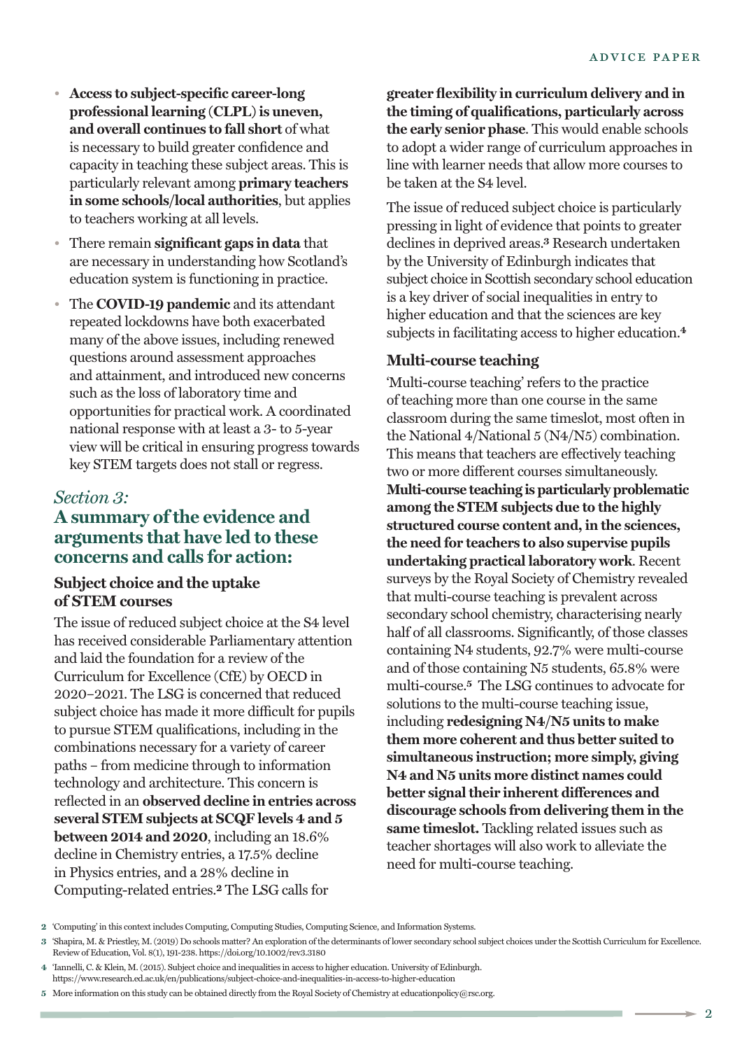- **Access to subject-specific career-long professional learning (CLPL) is uneven, and overall continues to fall short** of what is necessary to build greater confidence and capacity in teaching these subject areas. This is particularly relevant among **primary teachers in some schools/local authorities**, but applies to teachers working at all levels.
- There remain **significant gaps in data** that are necessary in understanding how Scotland's education system is functioning in practice.
- The **COVID-19 pandemic** and its attendant repeated lockdowns have both exacerbated many of the above issues, including renewed questions around assessment approaches and attainment, and introduced new concerns such as the loss of laboratory time and opportunities for practical work. A coordinated national response with at least a 3- to 5-year view will be critical in ensuring progress towards key STEM targets does not stall or regress.

## *Section 3:* A summary of the evidence and arguments that have led to these concerns and calls for action:

### Subject choice and the uptake of STEM courses

The issue of reduced subject choice at the S4 level has received considerable Parliamentary attention and laid the foundation for a review of the Curriculum for Excellence (CfE) by OECD in 2020–2021. The LSG is concerned that reduced subject choice has made it more difficult for pupils to pursue STEM qualifications, including in the combinations necessary for a variety of career paths – from medicine through to information technology and architecture. This concern is reflected in an **observed decline in entries across several STEM subjects at SCQF levels 4 and 5 between 2014 and 2020**, including an 18.6% decline in Chemistry entries, a 17.5% decline in Physics entries, and a 28% decline in Computing-related entries.[2] The LSG calls for **greater flexibility in curriculum delivery and in the timing of qualifications, particularly across the early senior phase**. This would enable schools to adopt a wider range of curriculum approaches in line with learner needs that allow more courses to be taken at the S4 level.

The issue of reduced subject choice is particularly pressing in light of evidence that points to greater declines in deprived areas.[3] Research undertaken by the University of Edinburgh indicates that subject choice in Scottish secondary school education is a key driver of social inequalities in entry to higher education and that the sciences are key subjects in facilitating access to higher education.[4]

### Multi-course teaching

'Multi-course teaching' refers to the practice of teaching more than one course in the same classroom during the same timeslot, most often in the National 4/National 5 (N4/N5) combination. This means that teachers are effectively teaching two or more different courses simultaneously. **Multi-course teaching is particularly problematic among the STEM subjects due to the highly structured course content and, in the sciences, the need for teachers to also supervise pupils undertaking practical laboratory work**. Recent surveys by the Royal Society of Chemistry revealed that multi-course teaching is prevalent across secondary school chemistry, characterising nearly half of all classrooms. Significantly, of those classes containing N4 students, 92.7% were multi-course and of those containing N5 students, 65.8% were multi-course.[5] The LSG continues to advocate for solutions to the multi-course teaching issue, including **redesigning N4/N5 units to make them more coherent and thus better suited to simultaneous instruction; more simply, giving N4 and N5 units more distinct names could better signal their inherent differences and discourage schools from delivering them in the same timeslot.** Tackling related issues such as teacher shortages will also work to alleviate the need for multi-course teaching.

---

2 'Computing' in this context includes Computing, Computing Studies, Computing Science, and Information Systems.

3 'Shapira, M. & Priestley, M. (2019) Do schools matter? An exploration of the determinants of lower secondary school subject choices under the Scottish Curriculum for Excellence. Review of Education, Vol. 8(1), 191-238. https://doi.org/10.1002/rev3.3180

4 'Iannelli, C. & Klein, M. (2015). Subject choice and inequalities in access to higher education. University of Edinburgh. https://www.research.ed.ac.uk/en/publications/subject-choice-and-inequalities-in-access-to-higher-education

5 More information on this study can be obtained directly from the Royal Society of Chemistry at educationpolicy@rsc.org.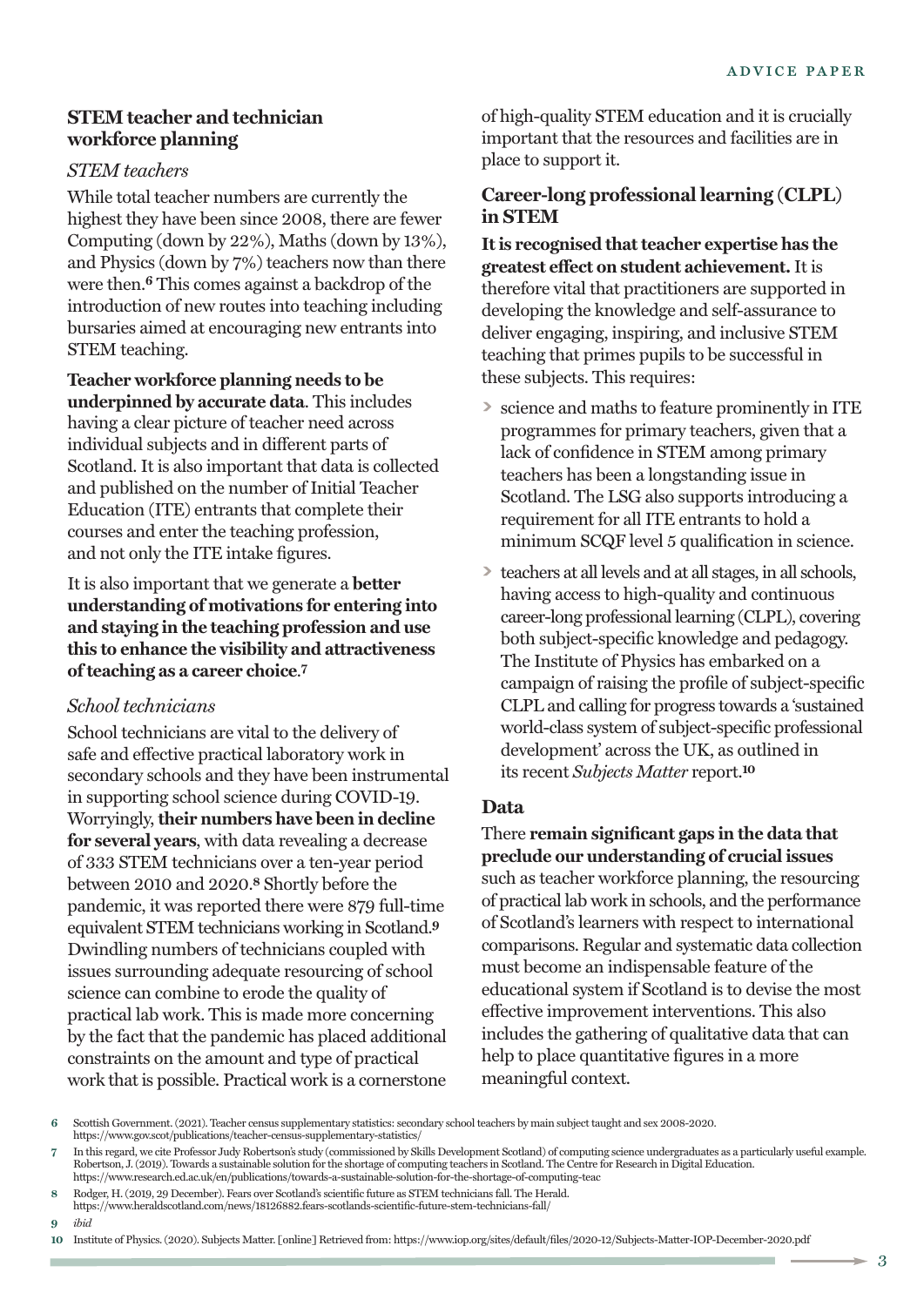## STEM teacher and technician workforce planning

### *STEM teachers*

While total teacher numbers are currently the highest they have been since 2008, there are fewer Computing (down by 22%), Maths (down by 13%), and Physics (down by 7%) teachers now than there were then.[6] This comes against a backdrop of the introduction of new routes into teaching including bursaries aimed at encouraging new entrants into STEM teaching.

**Teacher workforce planning needs to be underpinned by accurate data**. This includes having a clear picture of teacher need across individual subjects and in different parts of Scotland. It is also important that data is collected and published on the number of Initial Teacher Education (ITE) entrants that complete their courses and enter the teaching profession, and not only the ITE intake figures.

It is also important that we generate a **better understanding of motivations for entering into and staying in the teaching profession and use this to enhance the visibility and attractiveness of teaching as a career choice**.[7]

### *School technicians*

School technicians are vital to the delivery of safe and effective practical laboratory work in secondary schools and they have been instrumental in supporting school science during COVID-19. Worryingly, **their numbers have been in decline for several years**, with data revealing a decrease of 333 STEM technicians over a ten-year period between 2010 and 2020.[8] Shortly before the pandemic, it was reported there were 879 full-time equivalent STEM technicians working in Scotland.[9] Dwindling numbers of technicians coupled with issues surrounding adequate resourcing of school science can combine to erode the quality of practical lab work. This is made more concerning by the fact that the pandemic has placed additional constraints on the amount and type of practical work that is possible. Practical work is a cornerstone of high-quality STEM education and it is crucially important that the resources and facilities are in place to support it.

## Career-long professional learning (CLPL) in STEM

**It is recognised that teacher expertise has the greatest effect on student achievement.** It is therefore vital that practitioners are supported in developing the knowledge and self-assurance to deliver engaging, inspiring, and inclusive STEM teaching that primes pupils to be successful in these subjects. This requires:

- science and maths to feature prominently in ITE programmes for primary teachers, given that a lack of confidence in STEM among primary teachers has been a longstanding issue in Scotland. The LSG also supports introducing a requirement for all ITE entrants to hold a minimum SCQF level 5 qualification in science.
- teachers at all levels and at all stages, in all schools, having access to high-quality and continuous career-long professional learning (CLPL), covering both subject-specific knowledge and pedagogy. The Institute of Physics has embarked on a campaign of raising the profile of subject-specific CLPL and calling for progress towards a 'sustained world-class system of subject-specific professional development' across the UK, as outlined in its recent *Subjects Matter* report.[10]

## Data

There **remain significant gaps in the data that preclude our understanding of crucial issues** such as teacher workforce planning, the resourcing of practical lab work in schools, and the performance of Scotland's learners with respect to international comparisons. Regular and systematic data collection must become an indispensable feature of the educational system if Scotland is to devise the most effective improvement interventions. This also includes the gathering of qualitative data that can help to place quantitative figures in a more meaningful context.

---

6 Scottish Government. (2021). Teacher census supplementary statistics: secondary school teachers by main subject taught and sex 2008-2020. https://www.gov.scot/publications/teacher-census-supplementary-statistics/

7 In this regard, we cite Professor Judy Robertson's study (commissioned by Skills Development Scotland) of computing science undergraduates as a particularly useful example. Robertson, J. (2019). Towards a sustainable solution for the shortage of computing teachers in Scotland. The Centre for Research in Digital Education. https://www.research.ed.ac.uk/en/publications/towards-a-sustainable-solution-for-the-shortage-of-computing-teac

8 Rodger, H. (2019, 29 December). Fears over Scotland's scientific future as STEM technicians fall. The Herald. https://www.heraldscotland.com/news/18126882.fears-scotlands-scientific-future-stem-technicians-fall/

9 *ibid*

10 Institute of Physics. (2020). Subjects Matter. [online] Retrieved from: https://www.iop.org/sites/default/files/2020-12/Subjects-Matter-IOP-December-2020.pdf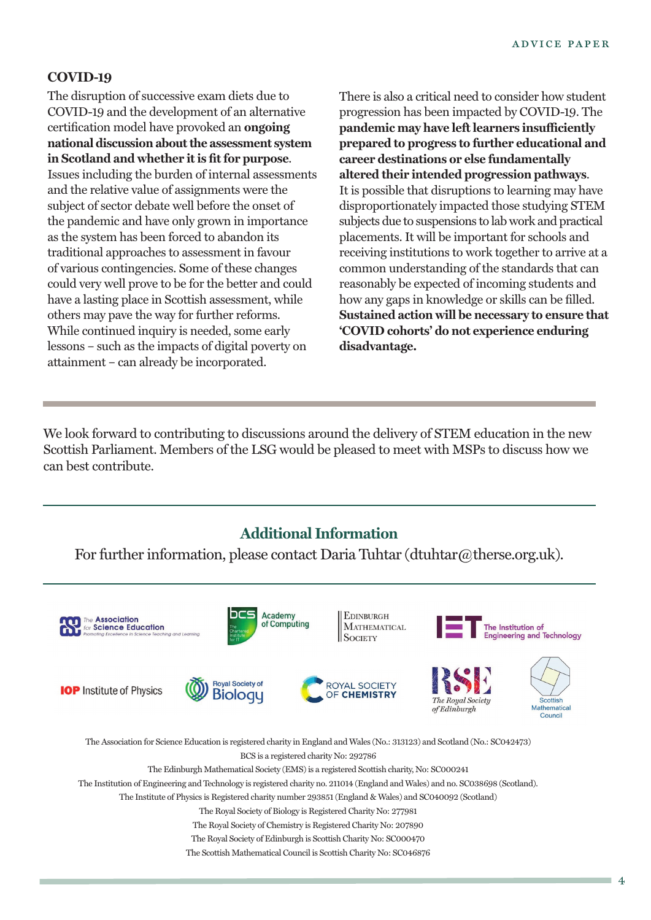## COVID-19

The disruption of successive exam diets due to COVID-19 and the development of an alternative certification model have provoked an **ongoing national discussion about the assessment system in Scotland and whether it is fit for purpose**. Issues including the burden of internal assessments and the relative value of assignments were the subject of sector debate well before the onset of the pandemic and have only grown in importance as the system has been forced to abandon its traditional approaches to assessment in favour of various contingencies. Some of these changes could very well prove to be for the better and could have a lasting place in Scottish assessment, while others may pave the way for further reforms. While continued inquiry is needed, some early lessons – such as the impacts of digital poverty on attainment – can already be incorporated.

There is also a critical need to consider how student progression has been impacted by COVID-19. The **pandemic may have left learners insufficiently prepared to progress to further educational and career destinations or else fundamentally altered their intended progression pathways**. It is possible that disruptions to learning may have disproportionately impacted those studying STEM subjects due to suspensions to lab work and practical placements. It will be important for schools and receiving institutions to work together to arrive at a common understanding of the standards that can reasonably be expected of incoming students and how any gaps in knowledge or skills can be filled. **Sustained action will be necessary to ensure that 'COVID cohorts' do not experience enduring disadvantage.**

---

We look forward to contributing to discussions around the delivery of STEM education in the new Scottish Parliament. Members of the LSG would be pleased to meet with MSPs to discuss how we can best contribute.

---

## Additional Information

For further information, please contact Daria Tuhtar (dtuhtar@therse.org.uk).

---

The Association for Science Education is registered charity in England and Wales (No.: 313123) and Scotland (No.: SC042473)

BCS is a registered charity No: 292786

The Edinburgh Mathematical Society (EMS) is a registered Scottish charity, No: SC000241

The Institution of Engineering and Technology is registered charity no. 211014 (England and Wales) and no. SC038698 (Scotland).

The Institute of Physics is Registered charity number 293851 (England & Wales) and SC040092 (Scotland)

The Royal Society of Biology is Registered Charity No: 277981

The Royal Society of Chemistry is Registered Charity No: 207890

The Royal Society of Edinburgh is Scottish Charity No: SC000470

The Scottish Mathematical Council is Scottish Charity No: SC046876